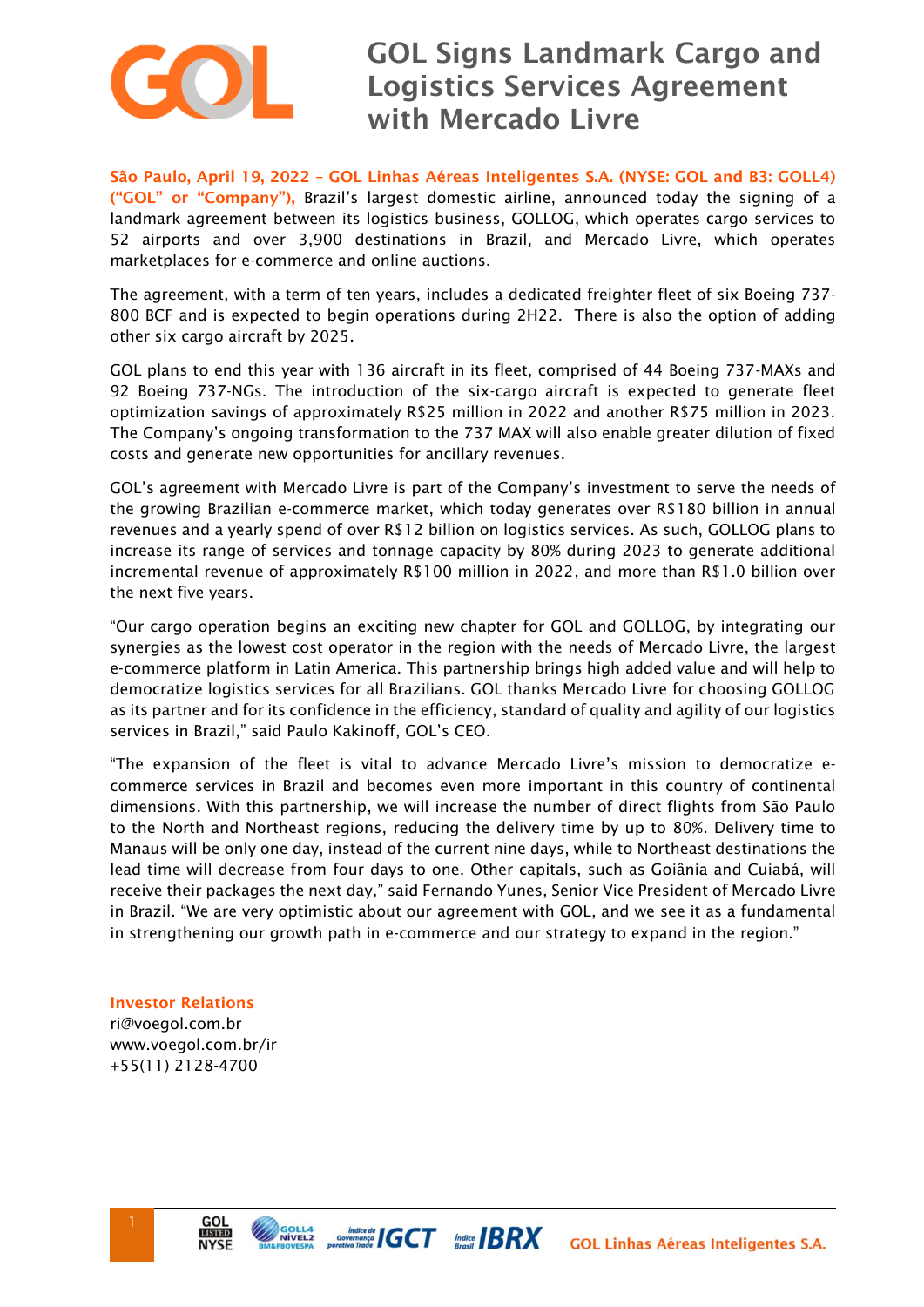# GOL Signs Landmark Cargo and Logistics Services Agreement with Mercado Livre

**São Paulo, April 19, 2022 – GOL Linhas Aéreas Inteligentes S.A. (NYSE: GOL and B3: GOLL4) ("GOL" or "Company"),** Brazil's largest domestic airline, announced today the signing of a landmark agreement between its logistics business, GOLLOG, which operates cargo services to 52 airports and over 3,900 destinations in Brazil, and Mercado Livre, which operates marketplaces for e-commerce and online auctions.

The agreement, with a term of ten years, includes a dedicated freighter fleet of six Boeing 737-800 BCF and is expected to begin operations during 2H22. There is also the option of adding other six cargo aircraft by 2025.

GOL plans to end this year with 136 aircraft in its fleet, comprised of 44 Boeing 737-MAXs and 92 Boeing 737-NGs. The introduction of the six-cargo aircraft is expected to generate fleet optimization savings of approximately R$25 million in 2022 and another R$75 million in 2023. The Company's ongoing transformation to the 737 MAX will also enable greater dilution of fixed costs and generate new opportunities for ancillary revenues.

GOL's agreement with Mercado Livre is part of the Company's investment to serve the needs of the growing Brazilian e-commerce market, which today generates over R$180 billion in annual revenues and a yearly spend of over R$12 billion on logistics services. As such, GOLLOG plans to increase its range of services and tonnage capacity by 80% during 2023 to generate additional incremental revenue of approximately R$100 million in 2022, and more than R$1.0 billion over the next five years.

"Our cargo operation begins an exciting new chapter for GOL and GOLLOG, by integrating our synergies as the lowest cost operator in the region with the needs of Mercado Livre, the largest e-commerce platform in Latin America. This partnership brings high added value and will help to democratize logistics services for all Brazilians. GOL thanks Mercado Livre for choosing GOLLOG as its partner and for its confidence in the efficiency, standard of quality and agility of our logistics services in Brazil," said Paulo Kakinoff, GOL's CEO.

"The expansion of the fleet is vital to advance Mercado Livre's mission to democratize e-commerce services in Brazil and becomes even more important in this country of continental dimensions. With this partnership, we will increase the number of direct flights from São Paulo to the North and Northeast regions, reducing the delivery time by up to 80%. Delivery time to Manaus will be only one day, instead of the current nine days, while to Northeast destinations the lead time will decrease from four days to one. Other capitals, such as Goiânia and Cuiabá, will receive their packages the next day," said Fernando Yunes, Senior Vice President of Mercado Livre in Brazil. "We are very optimistic about our agreement with GOL, and we see it as a fundamental in strengthening our growth path in e-commerce and our strategy to expand in the region."

**Investor Relations**
ri@voegol.com.br
www.voegol.com.br/ir
+55(11) 2128-4700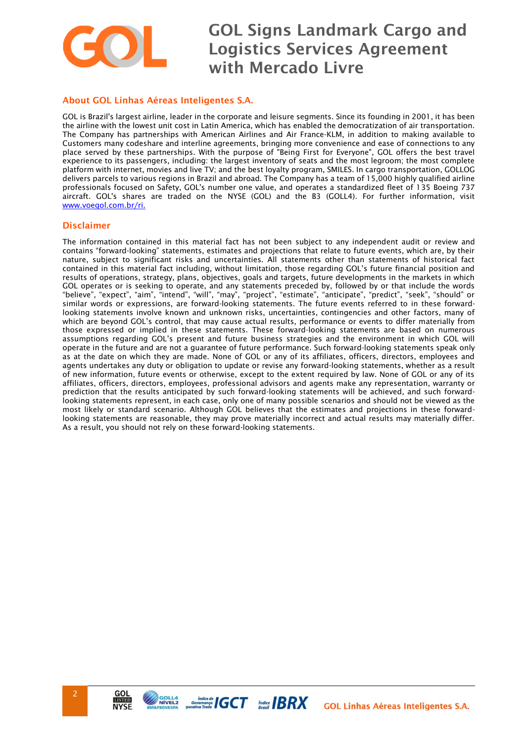## About GOL Linhas Aéreas Inteligentes S.A.

GOL is Brazil's largest airline, leader in the corporate and leisure segments. Since its founding in 2001, it has been the airline with the lowest unit cost in Latin America, which has enabled the democratization of air transportation. The Company has partnerships with American Airlines and Air France-KLM, in addition to making available to Customers many codeshare and interline agreements, bringing more convenience and ease of connections to any place served by these partnerships. With the purpose of "Being First for Everyone", GOL offers the best travel experience to its passengers, including: the largest inventory of seats and the most legroom; the most complete platform with internet, movies and live TV; and the best loyalty program, SMILES. In cargo transportation, GOLLOG delivers parcels to various regions in Brazil and abroad. The Company has a team of 15,000 highly qualified airline professionals focused on Safety, GOL's number one value, and operates a standardized fleet of 135 Boeing 737 aircraft. GOL's shares are traded on the NYSE (GOL) and the B3 (GOLL4). For further information, visit www.voegol.com.br/ri.

## Disclaimer

The information contained in this material fact has not been subject to any independent audit or review and contains "forward-looking" statements, estimates and projections that relate to future events, which are, by their nature, subject to significant risks and uncertainties. All statements other than statements of historical fact contained in this material fact including, without limitation, those regarding GOL's future financial position and results of operations, strategy, plans, objectives, goals and targets, future developments in the markets in which GOL operates or is seeking to operate, and any statements preceded by, followed by or that include the words "believe", "expect", "aim", "intend", "will", "may", "project", "estimate", "anticipate", "predict", "seek", "should" or similar words or expressions, are forward-looking statements. The future events referred to in these forward-looking statements involve known and unknown risks, uncertainties, contingencies and other factors, many of which are beyond GOL's control, that may cause actual results, performance or events to differ materially from those expressed or implied in these statements. These forward-looking statements are based on numerous assumptions regarding GOL's present and future business strategies and the environment in which GOL will operate in the future and are not a guarantee of future performance. Such forward-looking statements speak only as at the date on which they are made. None of GOL or any of its affiliates, officers, directors, employees and agents undertakes any duty or obligation to update or revise any forward-looking statements, whether as a result of new information, future events or otherwise, except to the extent required by law. None of GOL or any of its affiliates, officers, directors, employees, professional advisors and agents make any representation, warranty or prediction that the results anticipated by such forward-looking statements will be achieved, and such forward-looking statements represent, in each case, only one of many possible scenarios and should not be viewed as the most likely or standard scenario. Although GOL believes that the estimates and projections in these forward-looking statements are reasonable, they may prove materially incorrect and actual results may materially differ. As a result, you should not rely on these forward-looking statements.